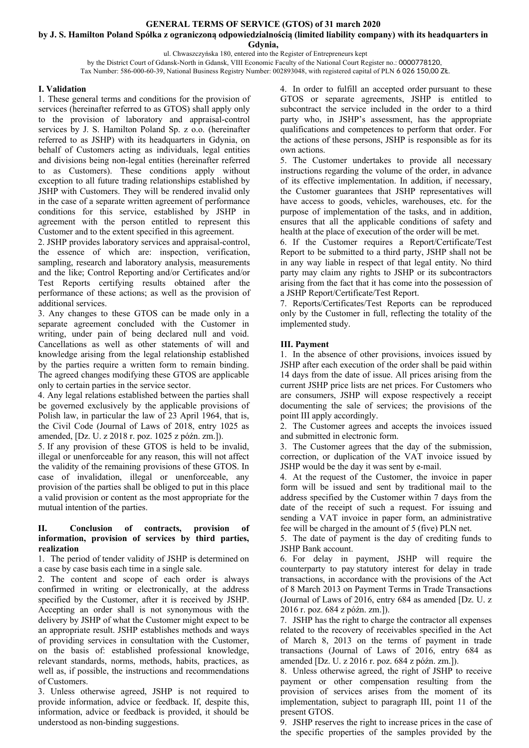# GENERAL TERMS OF SERVICE (GTOS) of 31 march 2020

**by J. S. Hamilton Poland Spółka z ograniczoną odpowiedzialnością (limited liability company) with its headquarters in Gdynia,**

ul. Chwaszczyńska 180, entered into the Register of Entrepreneurs kept by the District Court of Gdansk-North in Gdansk, VIII Economic Faculty of the National Court Register no.: 0000778120, Tax Number: 586-000-60-39, National Business Registry Number: 002893048, with registered capital of PLN 6 026 150,00 ZŁ.

## I. Validation

1. These general terms and conditions for the provision of services (hereinafter referred to as GTOS) shall apply only to the provision of laboratory and appraisal-control services by J. S. Hamilton Poland Sp. z o.o. (hereinafter referred to as JSHP) with its headquarters in Gdynia, on behalf of Customers acting as individuals, legal entities and divisions being non-legal entities (hereinafter referred to as Customers). These conditions apply without exception to all future trading relationships established by JSHP with Customers. They will be rendered invalid only in the case of a separate written agreement of performance conditions for this service, established by JSHP in agreement with the person entitled to represent this Customer and to the extent specified in this agreement.
2. JSHP provides laboratory services and appraisal-control, the essence of which are: inspection, verification, sampling, research and laboratory analysis, measurements and the like; Control Reporting and/or Certificates and/or Test Reports certifying results obtained after the performance of these actions; as well as the provision of additional services.
3. Any changes to these GTOS can be made only in a separate agreement concluded with the Customer in writing, under pain of being declared null and void. Cancellations as well as other statements of will and knowledge arising from the legal relationship established by the parties require a written form to remain binding. The agreed changes modifying these GTOS are applicable only to certain parties in the service sector.
4. Any legal relations established between the parties shall be governed exclusively by the applicable provisions of Polish law, in particular the law of 23 April 1964, that is, the Civil Code (Journal of Laws of 2018, entry 1025 as amended, [Dz. U. z 2018 r. poz. 1025 z późn. zm.]).
5. If any provision of these GTOS is held to be invalid, illegal or unenforceable for any reason, this will not affect the validity of the remaining provisions of these GTOS. In case of invalidation, illegal or unenforceable, any provision of the parties shall be obliged to put in this place a valid provision or content as the most appropriate for the mutual intention of the parties.

## II. Conclusion of contracts, provision of information, provision of services by third parties, realization

1. The period of tender validity of JSHP is determined on a case by case basis each time in a single sale.
2. The content and scope of each order is always confirmed in writing or electronically, at the address specified by the Customer, after it is received by JSHP. Accepting an order shall is not synonymous with the delivery by JSHP of what the Customer might expect to be an appropriate result. JSHP establishes methods and ways of providing services in consultation with the Customer, on the basis of: established professional knowledge, relevant standards, norms, methods, habits, practices, as well as, if possible, the instructions and recommendations of Customers.
3. Unless otherwise agreed, JSHP is not required to provide information, advice or feedback. If, despite this, information, advice or feedback is provided, it should be understood as non-binding suggestions.
4. In order to fulfill an accepted order pursuant to these GTOS or separate agreements, JSHP is entitled to subcontract the service included in the order to a third party who, in JSHP's assessment, has the appropriate qualifications and competences to perform that order. For the actions of these persons, JSHP is responsible as for its own actions.
5. The Customer undertakes to provide all necessary instructions regarding the volume of the order, in advance of its effective implementation. In addition, if necessary, the Customer guarantees that JSHP representatives will have access to goods, vehicles, warehouses, etc. for the purpose of implementation of the tasks, and in addition, ensures that all the applicable conditions of safety and health at the place of execution of the order will be met.
6. If the Customer requires a Report/Certificate/Test Report to be submitted to a third party, JSHP shall not be in any way liable in respect of that legal entity. No third party may claim any rights to JSHP or its subcontractors arising from the fact that it has come into the possession of a JSHP Report/Certificate/Test Report.
7. Reports/Certificates/Test Reports can be reproduced only by the Customer in full, reflecting the totality of the implemented study.

## III. Payment

1. In the absence of other provisions, invoices issued by JSHP after each execution of the order shall be paid within 14 days from the date of issue. All prices arising from the current JSHP price lists are net prices. For Customers who are consumers, JSHP will expose respectively a receipt documenting the sale of services; the provisions of the point III apply accordingly.
2. The Customer agrees and accepts the invoices issued and submitted in electronic form.
3. The Customer agrees that the day of the submission, correction, or duplication of the VAT invoice issued by JSHP would be the day it was sent by e-mail.
4. At the request of the Customer, the invoice in paper form will be issued and sent by traditional mail to the address specified by the Customer within 7 days from the date of the receipt of such a request. For issuing and sending a VAT invoice in paper form, an administrative fee will be charged in the amount of 5 (five) PLN net.
5. The date of payment is the day of crediting funds to JSHP Bank account.
6. For delay in payment, JSHP will require the counterparty to pay statutory interest for delay in trade transactions, in accordance with the provisions of the Act of 8 March 2013 on Payment Terms in Trade Transactions (Journal of Laws of 2016, entry 684 as amended [Dz. U. z 2016 r. poz. 684 z późn. zm.]).
7. JSHP has the right to charge the contractor all expenses related to the recovery of receivables specified in the Act of March 8, 2013 on the terms of payment in trade transactions (Journal of Laws of 2016, entry 684 as amended [Dz. U. z 2016 r. poz. 684 z późn. zm.]).
8. Unless otherwise agreed, the right of JSHP to receive payment or other compensation resulting from the provision of services arises from the moment of its implementation, subject to paragraph III, point 11 of the present GTOS.
9. JSHP reserves the right to increase prices in the case of the specific properties of the samples provided by the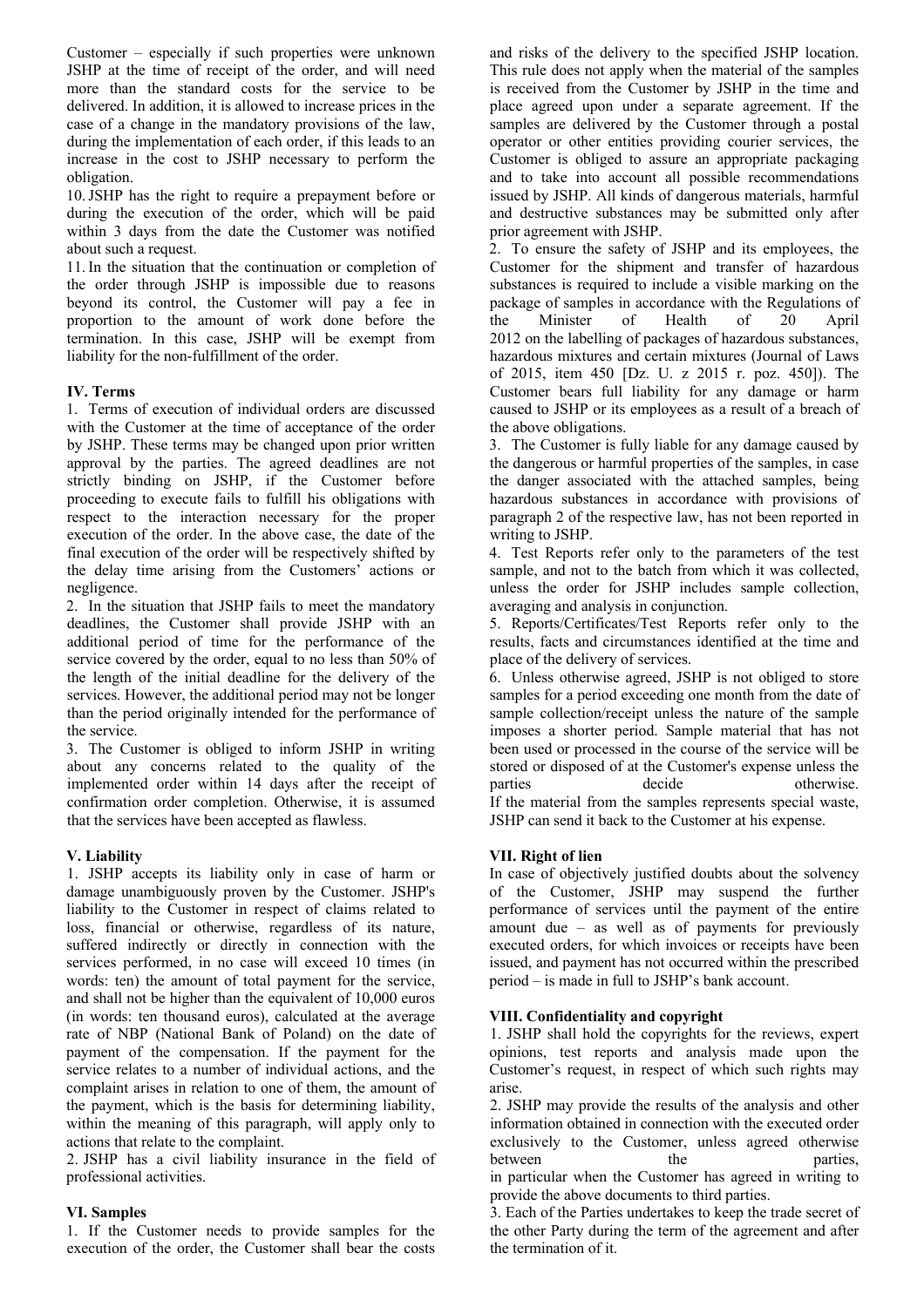Customer – especially if such properties were unknown JSHP at the time of receipt of the order, and will need more than the standard costs for the service to be delivered. In addition, it is allowed to increase prices in the case of a change in the mandatory provisions of the law, during the implementation of each order, if this leads to an increase in the cost to JSHP necessary to perform the obligation.

10. JSHP has the right to require a prepayment before or during the execution of the order, which will be paid within 3 days from the date the Customer was notified about such a request.

11. In the situation that the continuation or completion of the order through JSHP is impossible due to reasons beyond its control, the Customer will pay a fee in proportion to the amount of work done before the termination. In this case, JSHP will be exempt from liability for the non-fulfillment of the order.

**IV. Terms**

1. Terms of execution of individual orders are discussed with the Customer at the time of acceptance of the order by JSHP. These terms may be changed upon prior written approval by the parties. The agreed deadlines are not strictly binding on JSHP, if the Customer before proceeding to execute fails to fulfill his obligations with respect to the interaction necessary for the proper execution of the order. In the above case, the date of the final execution of the order will be respectively shifted by the delay time arising from the Customers' actions or negligence.
2. In the situation that JSHP fails to meet the mandatory deadlines, the Customer shall provide JSHP with an additional period of time for the performance of the service covered by the order, equal to no less than 50% of the length of the initial deadline for the delivery of the services. However, the additional period may not be longer than the period originally intended for the performance of the service.
3. The Customer is obliged to inform JSHP in writing about any concerns related to the quality of the implemented order within 14 days after the receipt of confirmation order completion. Otherwise, it is assumed that the services have been accepted as flawless.

**V. Liability**

1. JSHP accepts its liability only in case of harm or damage unambiguously proven by the Customer. JSHP's liability to the Customer in respect of claims related to loss, financial or otherwise, regardless of its nature, suffered indirectly or directly in connection with the services performed, in no case will exceed 10 times (in words: ten) the amount of total payment for the service, and shall not be higher than the equivalent of 10,000 euros (in words: ten thousand euros), calculated at the average rate of NBP (National Bank of Poland) on the date of payment of the compensation. If the payment for the service relates to a number of individual actions, and the complaint arises in relation to one of them, the amount of the payment, which is the basis for determining liability, within the meaning of this paragraph, will apply only to actions that relate to the complaint.
2. JSHP has a civil liability insurance in the field of professional activities.

**VI. Samples**

1. If the Customer needs to provide samples for the execution of the order, the Customer shall bear the costs and risks of the delivery to the specified JSHP location. This rule does not apply when the material of the samples is received from the Customer by JSHP in the time and place agreed upon under a separate agreement. If the samples are delivered by the Customer through a postal operator or other entities providing courier services, the Customer is obliged to assure an appropriate packaging and to take into account all possible recommendations issued by JSHP. All kinds of dangerous materials, harmful and destructive substances may be submitted only after prior agreement with JSHP.
2. To ensure the safety of JSHP and its employees, the Customer for the shipment and transfer of hazardous substances is required to include a visible marking on the package of samples in accordance with the Regulations of the Minister of Health of 20 April 2012 on the labelling of packages of hazardous substances, hazardous mixtures and certain mixtures (Journal of Laws of 2015, item 450 [Dz. U. z 2015 r. poz. 450]). The Customer bears full liability for any damage or harm caused to JSHP or its employees as a result of a breach of the above obligations.
3. The Customer is fully liable for any damage caused by the dangerous or harmful properties of the samples, in case the danger associated with the attached samples, being hazardous substances in accordance with provisions of paragraph 2 of the respective law, has not been reported in writing to JSHP.
4. Test Reports refer only to the parameters of the test sample, and not to the batch from which it was collected, unless the order for JSHP includes sample collection, averaging and analysis in conjunction.
5. Reports/Certificates/Test Reports refer only to the results, facts and circumstances identified at the time and place of the delivery of services.
6. Unless otherwise agreed, JSHP is not obliged to store samples for a period exceeding one month from the date of sample collection/receipt unless the nature of the sample imposes a shorter period. Sample material that has not been used or processed in the course of the service will be stored or disposed of at the Customer's expense unless the parties decide otherwise. If the material from the samples represents special waste, JSHP can send it back to the Customer at his expense.

**VII. Right of lien**

In case of objectively justified doubts about the solvency of the Customer, JSHP may suspend the further performance of services until the payment of the entire amount due – as well as of payments for previously executed orders, for which invoices or receipts have been issued, and payment has not occurred within the prescribed period – is made in full to JSHP's bank account.

**VIII. Confidentiality and copyright**

1. JSHP shall hold the copyrights for the reviews, expert opinions, test reports and analysis made upon the Customer's request, in respect of which such rights may arise.
2. JSHP may provide the results of the analysis and other information obtained in connection with the executed order exclusively to the Customer, unless agreed otherwise between the parties, in particular when the Customer has agreed in writing to provide the above documents to third parties.
3. Each of the Parties undertakes to keep the trade secret of the other Party during the term of the agreement and after the termination of it.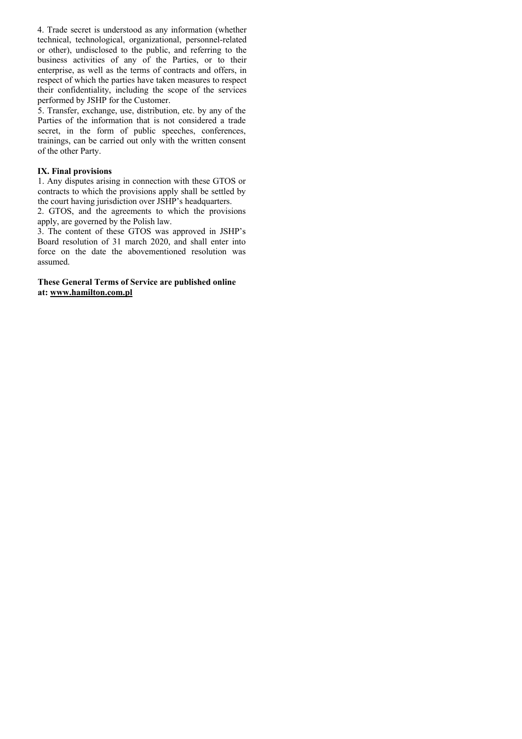4. Trade secret is understood as any information (whether technical, technological, organizational, personnel-related or other), undisclosed to the public, and referring to the business activities of any of the Parties, or to their enterprise, as well as the terms of contracts and offers, in respect of which the parties have taken measures to respect their confidentiality, including the scope of the services performed by JSHP for the Customer.

5. Transfer, exchange, use, distribution, etc. by any of the Parties of the information that is not considered a trade secret, in the form of public speeches, conferences, trainings, can be carried out only with the written consent of the other Party.

**IX. Final provisions**

1. Any disputes arising in connection with these GTOS or contracts to which the provisions apply shall be settled by the court having jurisdiction over JSHP's headquarters.

2. GTOS, and the agreements to which the provisions apply, are governed by the Polish law.

3. The content of these GTOS was approved in JSHP's Board resolution of 31 march 2020, and shall enter into force on the date the abovementioned resolution was assumed.

**These General Terms of Service are published online at: www.hamilton.com.pl**